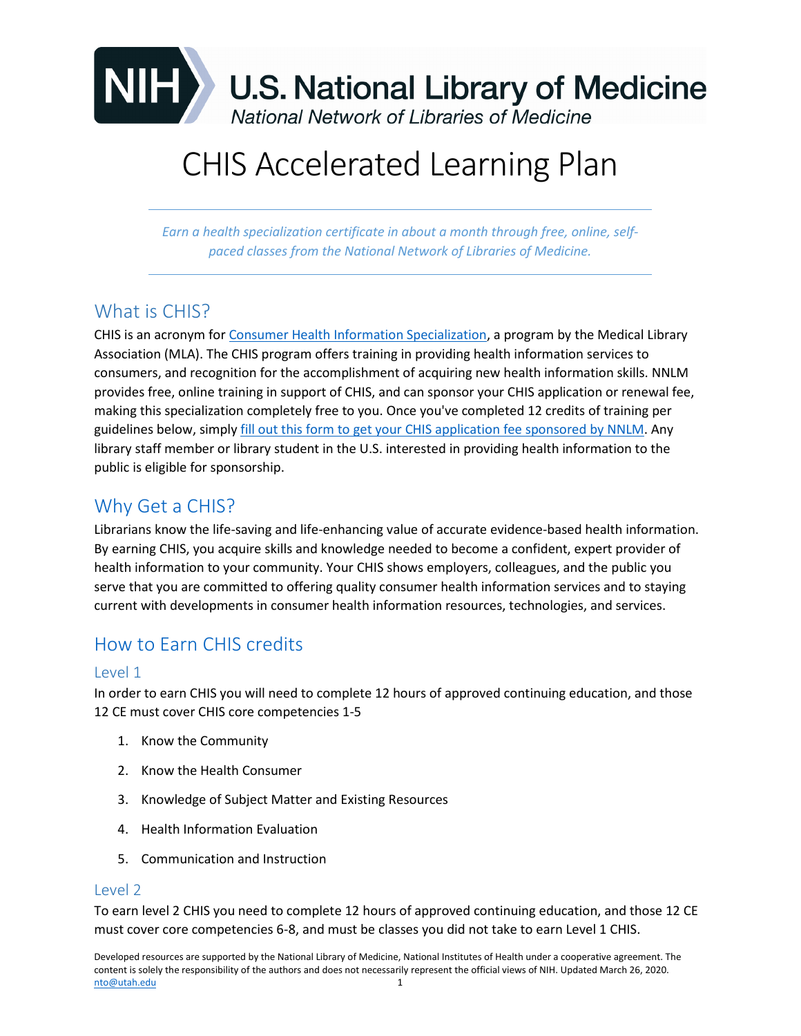U.S. National Library of Medicine

*National Network of Libraries of Medicine*

# CHIS Accelerated Learning Plan

*Earn a health specialization certificate in about a month through free, online, self-paced classes from the National Network of Libraries of Medicine.*

## What is CHIS?

CHIS is an acronym for Consumer Health Information Specialization, a program by the Medical Library Association (MLA). The CHIS program offers training in providing health information services to consumers, and recognition for the accomplishment of acquiring new health information skills. NNLM provides free, online training in support of CHIS, and can sponsor your CHIS application or renewal fee, making this specialization completely free to you. Once you've completed 12 credits of training per guidelines below, simply fill out this form to get your CHIS application fee sponsored by NNLM. Any library staff member or library student in the U.S. interested in providing health information to the public is eligible for sponsorship.

## Why Get a CHIS?

Librarians know the life-saving and life-enhancing value of accurate evidence-based health information. By earning CHIS, you acquire skills and knowledge needed to become a confident, expert provider of health information to your community. Your CHIS shows employers, colleagues, and the public you serve that you are committed to offering quality consumer health information services and to staying current with developments in consumer health information resources, technologies, and services.

## How to Earn CHIS credits

### Level 1

In order to earn CHIS you will need to complete 12 hours of approved continuing education, and those 12 CE must cover CHIS core competencies 1-5

1. Know the Community
2. Know the Health Consumer
3. Knowledge of Subject Matter and Existing Resources
4. Health Information Evaluation
5. Communication and Instruction

### Level 2

To earn level 2 CHIS you need to complete 12 hours of approved continuing education, and those 12 CE must cover core competencies 6-8, and must be classes you did not take to earn Level 1 CHIS.

Developed resources are supported by the National Library of Medicine, National Institutes of Health under a cooperative agreement. The content is solely the responsibility of the authors and does not necessarily represent the official views of NIH. Updated March 26, 2020. nto@utah.edu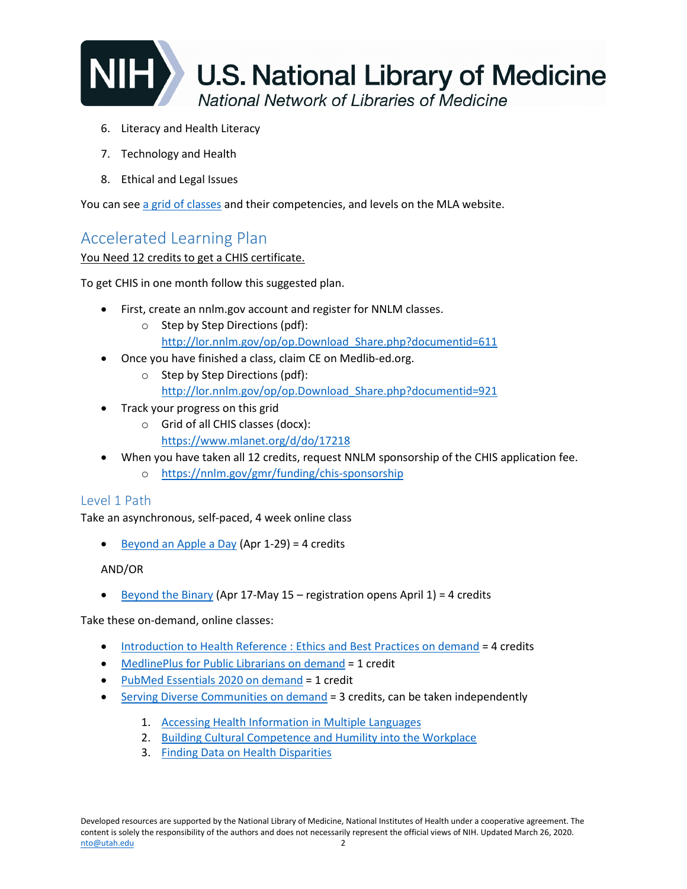6. Literacy and Health Literacy
7. Technology and Health
8. Ethical and Legal Issues

You can see a grid of classes and their competencies, and levels on the MLA website.

## Accelerated Learning Plan

You Need 12 credits to get a CHIS certificate.

To get CHIS in one month follow this suggested plan.

- First, create an nnlm.gov account and register for NNLM classes.
  - Step by Step Directions (pdf): http://lor.nnlm.gov/op/op.Download_Share.php?documentid=611
- Once you have finished a class, claim CE on Medlib-ed.org.
  - Step by Step Directions (pdf): http://lor.nnlm.gov/op/op.Download_Share.php?documentid=921
- Track your progress on this grid
  - Grid of all CHIS classes (docx): https://www.mlanet.org/d/do/17218
- When you have taken all 12 credits, request NNLM sponsorship of the CHIS application fee.
  - https://nnlm.gov/gmr/funding/chis-sponsorship

### Level 1 Path

Take an asynchronous, self-paced, 4 week online class

- Beyond an Apple a Day (Apr 1-29) = 4 credits

AND/OR

- Beyond the Binary (Apr 17-May 15 – registration opens April 1) = 4 credits

Take these on-demand, online classes:

- Introduction to Health Reference : Ethics and Best Practices on demand = 4 credits
- MedlinePlus for Public Librarians on demand = 1 credit
- PubMed Essentials 2020 on demand = 1 credit
- Serving Diverse Communities on demand = 3 credits, can be taken independently
  1. Accessing Health Information in Multiple Languages
  2. Building Cultural Competence and Humility into the Workplace
  3. Finding Data on Health Disparities

Developed resources are supported by the National Library of Medicine, National Institutes of Health under a cooperative agreement. The content is solely the responsibility of the authors and does not necessarily represent the official views of NIH. Updated March 26, 2020. nto@utah.edu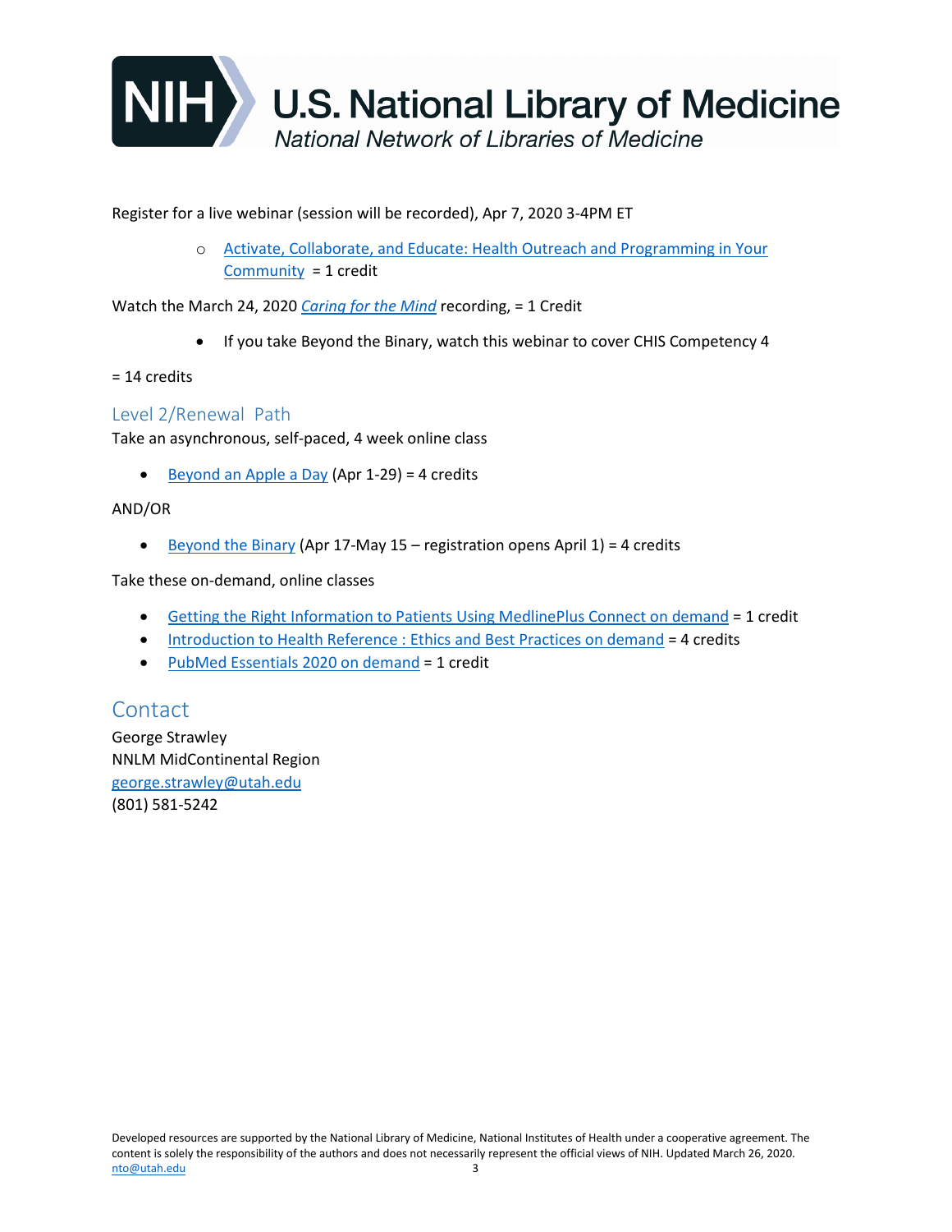Register for a live webinar (session will be recorded), Apr 7, 2020 3-4PM ET

  - Activate, Collaborate, and Educate: Health Outreach and Programming in Your Community = 1 credit

Watch the March 24, 2020 *Caring for the Mind* recording, = 1 Credit

- If you take Beyond the Binary, watch this webinar to cover CHIS Competency 4

= 14 credits

### Level 2/Renewal Path

Take an asynchronous, self-paced, 4 week online class

- Beyond an Apple a Day (Apr 1-29) = 4 credits

AND/OR

- Beyond the Binary (Apr 17-May 15 – registration opens April 1) = 4 credits

Take these on-demand, online classes

- Getting the Right Information to Patients Using MedlinePlus Connect on demand = 1 credit
- Introduction to Health Reference : Ethics and Best Practices on demand = 4 credits
- PubMed Essentials 2020 on demand = 1 credit

## Contact

George Strawley
NNLM MidContinental Region
george.strawley@utah.edu
(801) 581-5242

Developed resources are supported by the National Library of Medicine, National Institutes of Health under a cooperative agreement. The content is solely the responsibility of the authors and does not necessarily represent the official views of NIH. Updated March 26, 2020.
nto@utah.edu